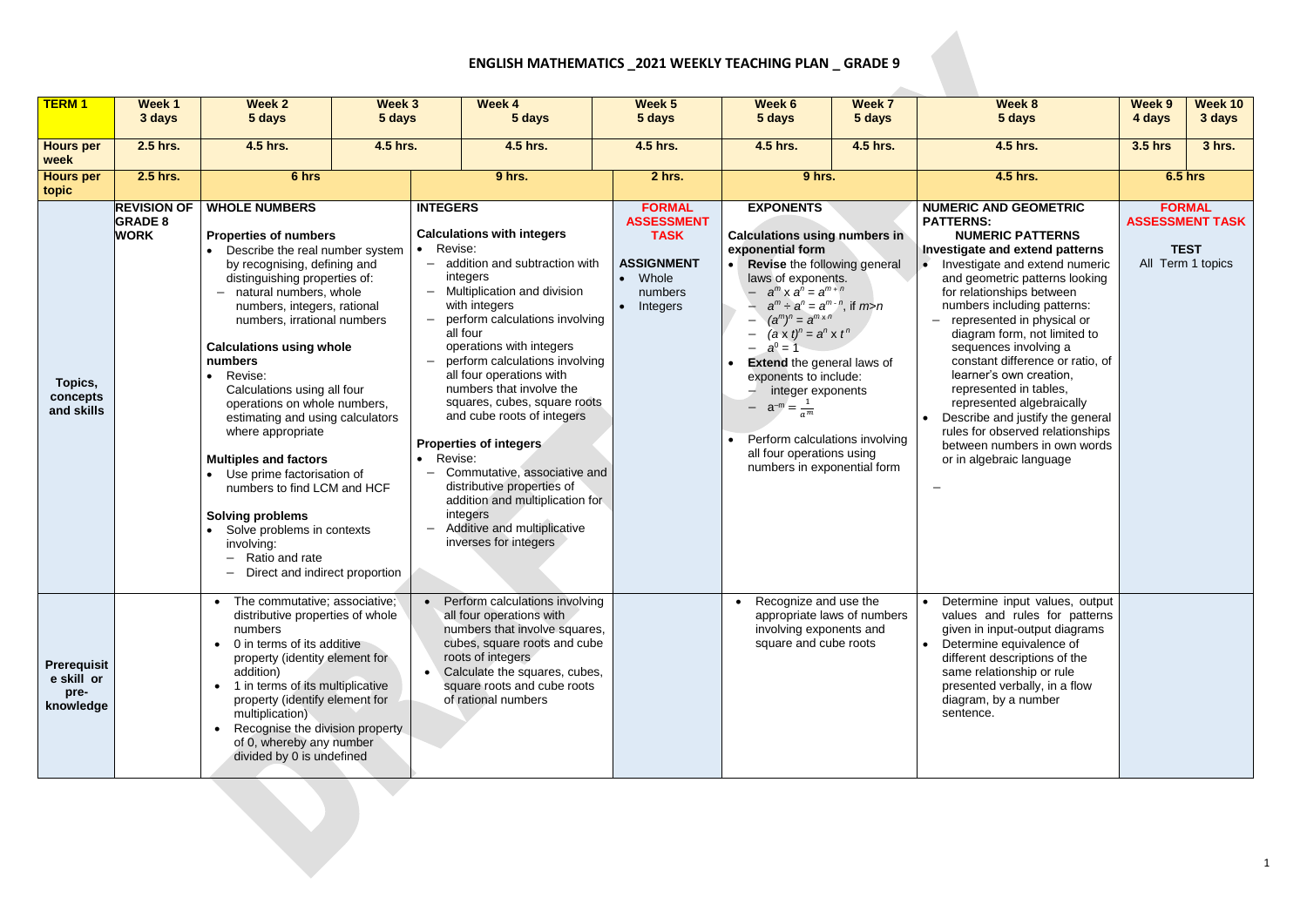# ENGLISH MATHEMATICS _2021 WEEKLY TEACHING PLAN _ GRADE 9

| TERM 1 | Week 1<br>3 days | Week 2<br>5 days | Week 3<br>5 days | Week 4<br>5 days | Week 5<br>5 days | Week 6<br>5 days | Week 7<br>5 days | Week 8<br>5 days | Week 9<br>4 days | Week 10<br>3 days |
|---|---|---|---|---|---|---|---|---|---|---|
| **Hours per week** | 2.5 hrs. | 4.5 hrs. | 4.5 hrs. | 4.5 hrs. | 4.5 hrs. | 4.5 hrs. | 4.5 hrs. | 4.5 hrs. | 3.5 hrs | 3 hrs. |
| **Hours per topic** | 2.5 hrs. | 6 hrs | | 9 hrs. | 2 hrs. | 9 hrs. | | 4.5 hrs. | 6.5 hrs | |
| **Topics, concepts and skills** | **REVISION OF GRADE 8 WORK** | **WHOLE NUMBERS**<br><br>**Properties of numbers**<br>• Describe the real number system by recognising, defining and distinguishing properties of:<br>– natural numbers, whole numbers, integers, rational numbers, irrational numbers<br><br>**Calculations using whole numbers**<br>• Revise:<br>Calculations using all four operations on whole numbers, estimating and using calculators where appropriate<br><br>**Multiples and factors**<br>• Use prime factorisation of numbers to find LCM and HCF<br><br>**Solving problems**<br>• Solve problems in contexts involving:<br>– Ratio and rate<br>– Direct and indirect proportion | | **INTEGERS**<br><br>**Calculations with integers**<br>• Revise:<br>– addition and subtraction with integers<br>– Multiplication and division with integers<br>– perform calculations involving all four operations with integers<br>– perform calculations involving all four operations with numbers that involve the squares, cubes, square roots and cube roots of integers<br><br>**Properties of integers**<br>• Revise:<br>– Commutative, associative and distributive properties of addition and multiplication for integers<br>– Additive and multiplicative inverses for integers | **FORMAL ASSESSMENT TASK**<br><br>**ASSIGNMENT**<br>• Whole numbers<br>• Integers | **EXPONENTS**<br><br>**Calculations using numbers in exponential form**<br>• **Revise** the following general laws of exponents.<br>– $a^m \times a^n = a^{m+n}$<br>– $a^m \div a^n = a^{m-n}$, if $m>n$<br>– $(a^m)^n = a^{m \times n}$<br>– $(a \times t)^n = a^n \times t^n$<br>– $a^0 = 1$<br>• **Extend** the general laws of exponents to include:<br>– integer exponents<br>– $a^{-m} = \frac{1}{a^m}$<br><br>• Perform calculations involving all four operations using numbers in exponential form | | **NUMERIC AND GEOMETRIC PATTERNS:**<br>**NUMERIC PATTERNS**<br>**Investigate and extend patterns**<br>• Investigate and extend numeric and geometric patterns looking for relationships between numbers including patterns:<br>– represented in physical or diagram form, not limited to sequences involving a constant difference or ratio, of learner's own creation, represented in tables, represented algebraically<br>• Describe and justify the general rules for observed relationships between numbers in own words or in algebraic language<br><br>– | **FORMAL ASSESSMENT TASK**<br><br>**TEST**<br>All Term 1 topics | |
| **Prerequisite skill or pre-knowledge** | | • The commutative; associative; distributive properties of whole numbers<br>• 0 in terms of its additive property (identity element for addition)<br>• 1 in terms of its multiplicative property (identify element for multiplication)<br>• Recognise the division property of 0, whereby any number divided by 0 is undefined | | • Perform calculations involving all four operations with numbers that involve squares, cubes, square roots and cube roots of integers<br>• Calculate the squares, cubes, square roots and cube roots of rational numbers | | • Recognize and use the appropriate laws of numbers involving exponents and square and cube roots | | • Determine input values, output values and rules for patterns given in input-output diagrams<br>• Determine equivalence of different descriptions of the same relationship or rule presented verbally, in a flow diagram, by a number sentence. | | |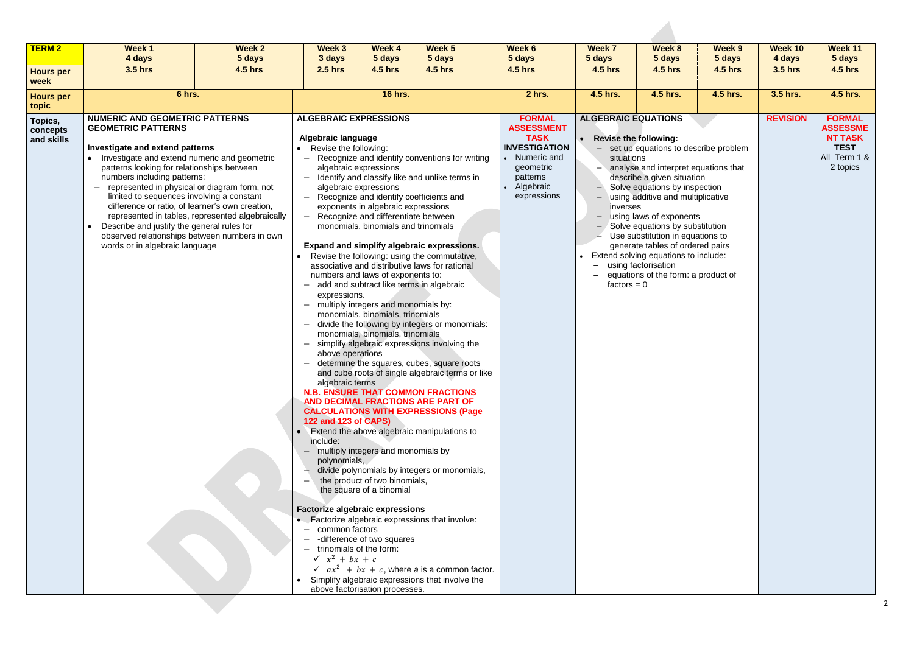| TERM 2 | Week 1 4 days | Week 2 5 days | Week 3 3 days | Week 4 5 days | Week 5 5 days | Week 6 5 days | Week 7 5 days | Week 8 5 days | Week 9 5 days | Week 10 4 days | Week 11 5 days |
|---|---|---|---|---|---|---|---|---|---|---|---|
| Hours per week | 3.5 hrs | 4.5 hrs | 2.5 hrs | 4.5 hrs | 4.5 hrs | 4.5 hrs | 4.5 hrs | 4.5 hrs | 4.5 hrs | 3.5 hrs | 4.5 hrs |
| Hours per topic | 6 hrs. | | 16 hrs. | | | 2 hrs. | 4.5 hrs. | 4.5 hrs. | 4.5 hrs. | 3.5 hrs. | 4.5 hrs. |
| Topics, concepts and skills | **NUMERIC AND GEOMETRIC PATTERNS GEOMETRIC PATTERNS**<br><br>**Investigate and extend patterns**<br>• Investigate and extend numeric and geometric patterns looking for relationships between numbers including patterns:<br>– represented in physical or diagram form, not limited to sequences involving a constant difference or ratio, of learner's own creation, represented in tables, represented algebraically<br>• Describe and justify the general rules for observed relationships between numbers in own words or in algebraic language | | **ALGEBRAIC EXPRESSIONS**<br><br>**Algebraic language**<br>• Revise the following:<br>– Recognize and identify conventions for writing algebraic expressions<br>– Identify and classify like and unlike terms in algebraic expressions<br>– Recognize and identify coefficients and exponents in algebraic expressions<br>– Recognize and differentiate between monomials, binomials and trinomials<br><br>**Expand and simplify algebraic expressions.**<br>• Revise the following: using the commutative, associative and distributive laws for rational numbers and laws of exponents to:<br>– add and subtract like terms in algebraic expressions.<br>– multiply integers and monomials by: monomials, binomials, trinomials<br>– divide the following by integers or monomials: monomials, binomials, trinomials<br>– simplify algebraic expressions involving the above operations<br>– determine the squares, cubes, square roots and cube roots of single algebraic terms or like algebraic terms<br>**N.B. ENSURE THAT COMMON FRACTIONS AND DECIMAL FRACTIONS ARE PART OF CALCULATIONS WITH EXPRESSIONS (Page 122 and 123 of CAPS)**<br>• Extend the above algebraic manipulations to include:<br>– multiply integers and monomials by polynomials,<br>– divide polynomials by integers or monomials,<br>– the product of two binomials, the square of a binomial<br><br>**Factorize algebraic expressions**<br>• Factorize algebraic expressions that involve:<br>– common factors<br>– -difference of two squares<br>– trinomials of the form:<br>✓ $x^2 + bx + c$<br>✓ $ax^2 + bx + c$, where *a* is a common factor.<br>• Simplify algebraic expressions that involve the above factorisation processes. | | | **FORMAL ASSESSMENT TASK INVESTIGATION**<br>• Numeric and geometric patterns<br>• Algebraic expressions | **ALGEBRAIC EQUATIONS**<br><br>• **Revise the following:**<br>– set up equations to describe problem situations<br>– analyse and interpret equations that describe a given situation<br>– Solve equations by inspection<br>– using additive and multiplicative inverses<br>– using laws of exponents<br>– Solve equations by substitution<br>– Use substitution in equations to generate tables of ordered pairs<br>• Extend solving equations to include:<br>– using factorisation<br>– equations of the form: a product of factors = 0 | | | **REVISION** | **FORMAL ASSESSMENT TASK TEST**<br>All Term 1 & 2 topics |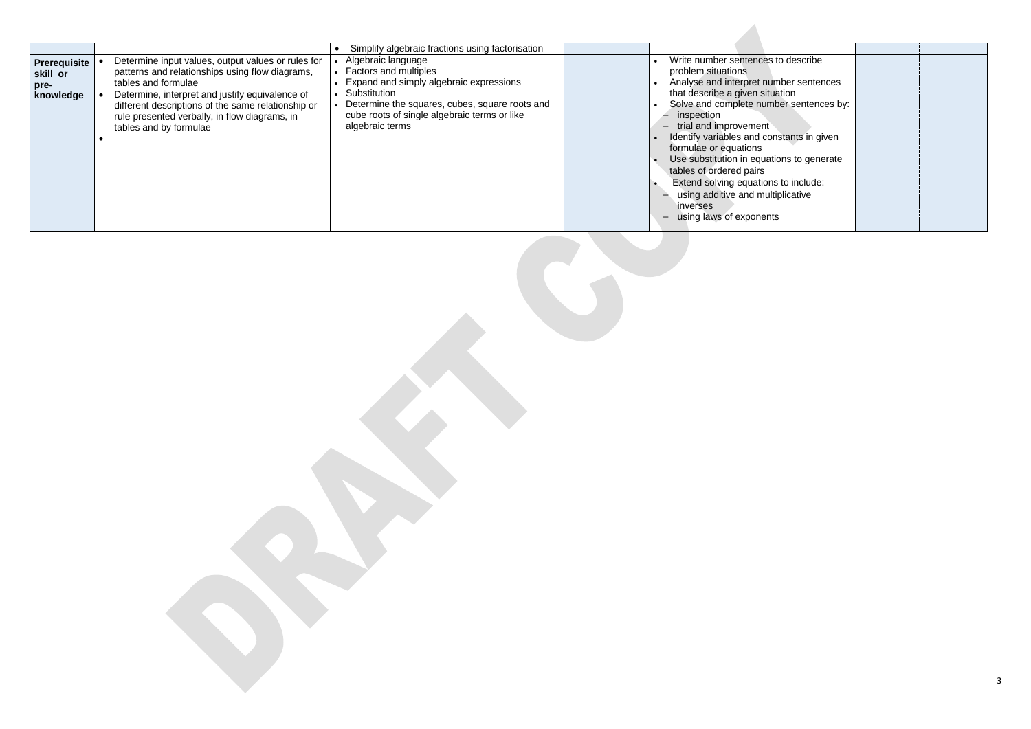| | | | | | | |
|---|---|---|---|---|---|---|
| | | • Simplify algebraic fractions using factorisation | | | | |
| **Prerequisite skill or pre-knowledge** | • Determine input values, output values or rules for patterns and relationships using flow diagrams, tables and formulae<br>• Determine, interpret and justify equivalence of different descriptions of the same relationship or rule presented verbally, in flow diagrams, in tables and by formulae<br>• | • Algebraic language<br>• Factors and multiples<br>• Expand and simply algebraic expressions<br>• Substitution<br>• Determine the squares, cubes, square roots and cube roots of single algebraic terms or like algebraic terms | | • Write number sentences to describe problem situations<br>• Analyse and interpret number sentences that describe a given situation<br>• Solve and complete number sentences by:<br>– inspection<br>– trial and improvement<br>• Identify variables and constants in given formulae or equations<br>• Use substitution in equations to generate tables of ordered pairs<br>• Extend solving equations to include:<br>– using additive and multiplicative inverses<br>– using laws of exponents | | |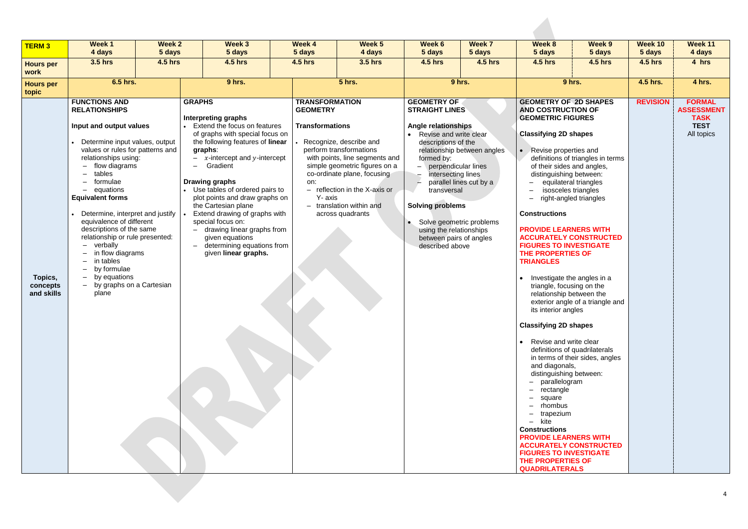| TERM 3 | Week 1 4 days | Week 2 5 days | Week 3 5 days | Week 4 5 days | Week 5 4 days | Week 6 5 days | Week 7 5 days | Week 8 5 days | Week 9 5 days | Week 10 5 days | Week 11 4 days |
|---|---|---|---|---|---|---|---|---|---|---|---|
| **Hours per work** | 3.5 hrs | 4.5 hrs | 4.5 hrs | 4.5 hrs | 3.5 hrs | 4.5 hrs | 4.5 hrs | 4.5 hrs | 4.5 hrs | 4.5 hrs | 4 hrs |
| **Hours per topic** | 6.5 hrs. | | 9 hrs. | 5 hrs. | | 9 hrs. | | 9 hrs. | | 4.5 hrs. | 4 hrs. |
| **Topics, concepts and skills** | **FUNCTIONS AND RELATIONSHIPS**<br><br>**Input and output values**<br>• Determine input values, output values or rules for patterns and relationships using:<br>– flow diagrams<br>– tables<br>– formulae<br>– equations<br>**Equivalent forms**<br>• Determine, interpret and justify equivalence of different descriptions of the same relationship or rule presented:<br>– verbally<br>– in flow diagrams<br>– in tables<br>– by formulae<br>– by equations<br>– by graphs on a Cartesian plane | | **GRAPHS**<br><br>**Interpreting graphs**<br>• Extend the focus on features of graphs with special focus on the following features of **linear graphs**:<br>– $x$-intercept and $y$-intercept<br>– Gradient<br><br>**Drawing graphs**<br>• Use tables of ordered pairs to plot points and draw graphs on the Cartesian plane<br>• Extend drawing of graphs with special focus on:<br>– drawing linear graphs from given equations<br>– determining equations from given **linear graphs.** | **TRANSFORMATION GEOMETRY**<br><br>**Transformations**<br>• Recognize, describe and perform transformations with points, line segments and simple geometric figures on a co-ordinate plane, focusing on:<br>– reflection in the X-axis or Y- axis<br>– translation within and across quadrants | | **GEOMETRY OF STRAIGHT LINES**<br><br>**Angle relationships**<br>• Revise and write clear descriptions of the relationship between angles formed by:<br>– perpendicular lines<br>– intersecting lines<br>– parallel lines cut by a transversal<br><br>**Solving problems**<br>• Solve geometric problems using the relationships between pairs of angles described above | | **GEOMETRY OF 2D SHAPES AND COSTRUCTION OF GEOMETRIC FIGURES**<br><br>**Classifying 2D shapes**<br>• Revise properties and definitions of triangles in terms of their sides and angles, distinguishing between:<br>– equilateral triangles<br>– isosceles triangles<br>– right-angled triangles<br><br>**Constructions**<br><br>**PROVIDE LEARNERS WITH ACCURATELY CONSTRUCTED FIGURES TO INVESTIGATE THE PROPERTIES OF TRIANGLES**<br><br>• Investigate the angles in a triangle, focusing on the relationship between the exterior angle of a triangle and its interior angles<br><br>**Classifying 2D shapes**<br>• Revise and write clear definitions of quadrilaterals in terms of their sides, angles and diagonals, distinguishing between:<br>– parallelogram<br>– rectangle<br>– square<br>– rhombus<br>– trapezium<br>– kite<br>**Constructions**<br>**PROVIDE LEARNERS WITH ACCURATELY CONSTRUCTED FIGURES TO INVESTIGATE THE PROPERTIES OF QUADRILATERALS** | | **REVISION** | **FORMAL ASSESSMENT TASK**<br>**TEST**<br>All topics |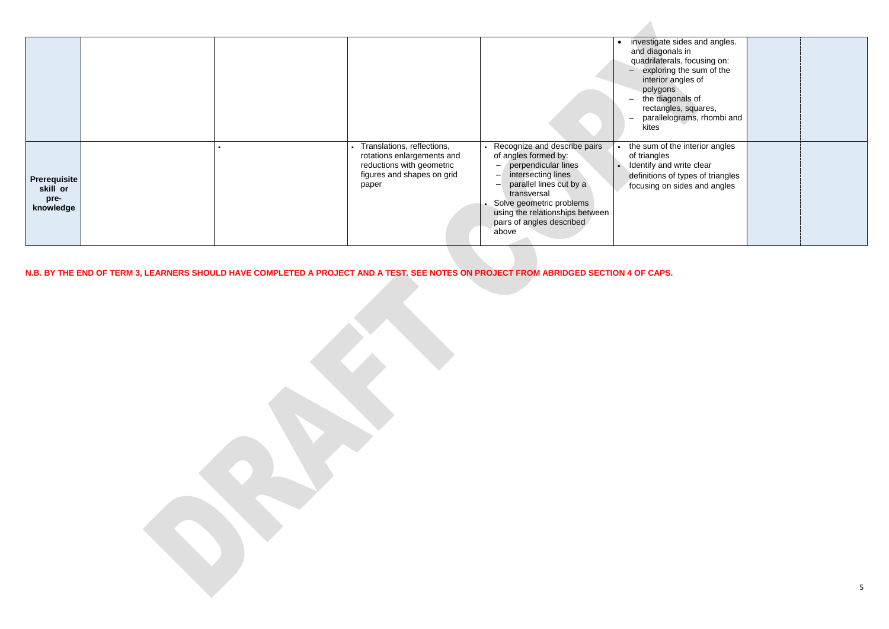| | | | | | | | |
|---|---|---|---|---|---|---|---|
| | | | | | • investigate sides and angles. and diagonals in quadrilaterals, focusing on:<br>– exploring the sum of the interior angles of polygons<br>– the diagonals of rectangles, squares,<br>– parallelograms, rhombi and kites | | |
| **Prerequisite skill or pre-knowledge** | | • | • Translations, reflections, rotations enlargements and reductions with geometric figures and shapes on grid paper | • Recognize and describe pairs of angles formed by:<br>– perpendicular lines<br>– intersecting lines<br>– parallel lines cut by a transversal<br>• Solve geometric problems using the relationships between pairs of angles described above | • the sum of the interior angles of triangles<br>• Identify and write clear definitions of types of triangles focusing on sides and angles | | |

**N.B. BY THE END OF TERM 3, LEARNERS SHOULD HAVE COMPLETED A PROJECT AND A TEST. SEE NOTES ON PROJECT FROM ABRIDGED SECTION 4 OF CAPS.**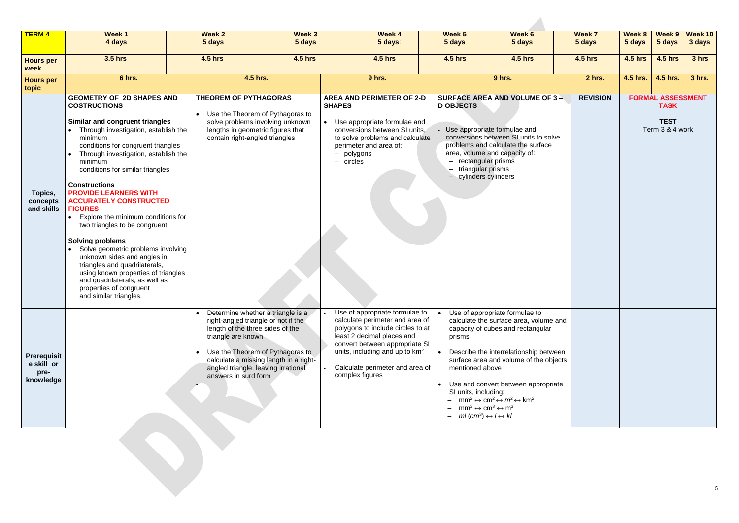| **TERM 4** | **Week 1** 4 days | | **Week 2** 5 days | **Week 3** 5 days | **Week 4** 5 days: | **Week 5** 5 days | **Week 6** 5 days | **Week 7** 5 days | **Week 8** 5 days | **Week 9** 5 days | **Week 10** 3 days |
|---|---|---|---|---|---|---|---|---|---|---|---|
| **Hours per week** | **3.5 hrs** | | **4.5 hrs** | **4.5 hrs** | **4.5 hrs** | **4.5 hrs** | **4.5 hrs** | **4.5 hrs** | **4.5 hrs** | **4.5 hrs** | **3 hrs** |
| **Hours per topic** | **6 hrs.** | | **4.5 hrs.** | | **9 hrs.** | **9 hrs.** | | **2 hrs.** | **4.5 hrs.** | **4.5 hrs.** | **3 hrs.** |
| **Topics, concepts and skills** | **GEOMETRY OF 2D SHAPES AND COSTRUCTIONS**<br><br>**Similar and congruent triangles**<br>• Through investigation, establish the minimum conditions for congruent triangles<br>• Through investigation, establish the minimum conditions for similar triangles<br><br>**Constructions**<br>**PROVIDE LEARNERS WITH ACCURATELY CONSTRUCTED FIGURES**<br>• Explore the minimum conditions for two triangles to be congruent<br><br>**Solving problems**<br>• Solve geometric problems involving unknown sides and angles in triangles and quadrilaterals, using known properties of triangles and quadrilaterals, as well as properties of congruent and similar triangles. | | **THEOREM OF PYTHAGORAS**<br><br>• Use the Theorem of Pythagoras to solve problems involving unknown lengths in geometric figures that contain right-angled triangles | | **AREA AND PERIMETER OF 2-D SHAPES**<br><br>• Use appropriate formulae and conversions between SI units, to solve problems and calculate perimeter and area of:<br>– polygons<br>– circles | **SURFACE AREA AND VOLUME OF 3 – D OBJECTS**<br><br>• Use appropriate formulae and conversions between SI units to solve problems and calculate the surface area, volume and capacity of:<br>– rectangular prisms<br>– triangular prisms<br>– cylinders cylinders | | **REVISION** | **FORMAL ASSESSMENT TASK**<br><br>**TEST**<br>Term 3 & 4 work | | |
| **Prerequisite skill or pre-knowledge** | | | • Determine whether a triangle is a right-angled triangle or not if the length of the three sides of the triangle are known<br>• Use the Theorem of Pythagoras to calculate a missing length in a right-angled triangle, leaving irrational answers in surd form<br>• | | • Use of appropriate formulae to calculate perimeter and area of polygons to include circles to at least 2 decimal places and convert between appropriate SI units, including and up to $km^2$<br>• Calculate perimeter and area of complex figures | • Use of appropriate formulae to calculate the surface area, volume and capacity of cubes and rectangular prisms<br>• Describe the interrelationship between surface area and volume of the objects mentioned above<br>• Use and convert between appropriate SI units, including:<br>– $mm^2 \leftrightarrow cm^2 \leftrightarrow m^2 \leftrightarrow km^2$<br>– $mm^3 \leftrightarrow cm^3 \leftrightarrow m^3$<br>– $ml\ (cm^3) \leftrightarrow l \leftrightarrow kl$ | | | | | |